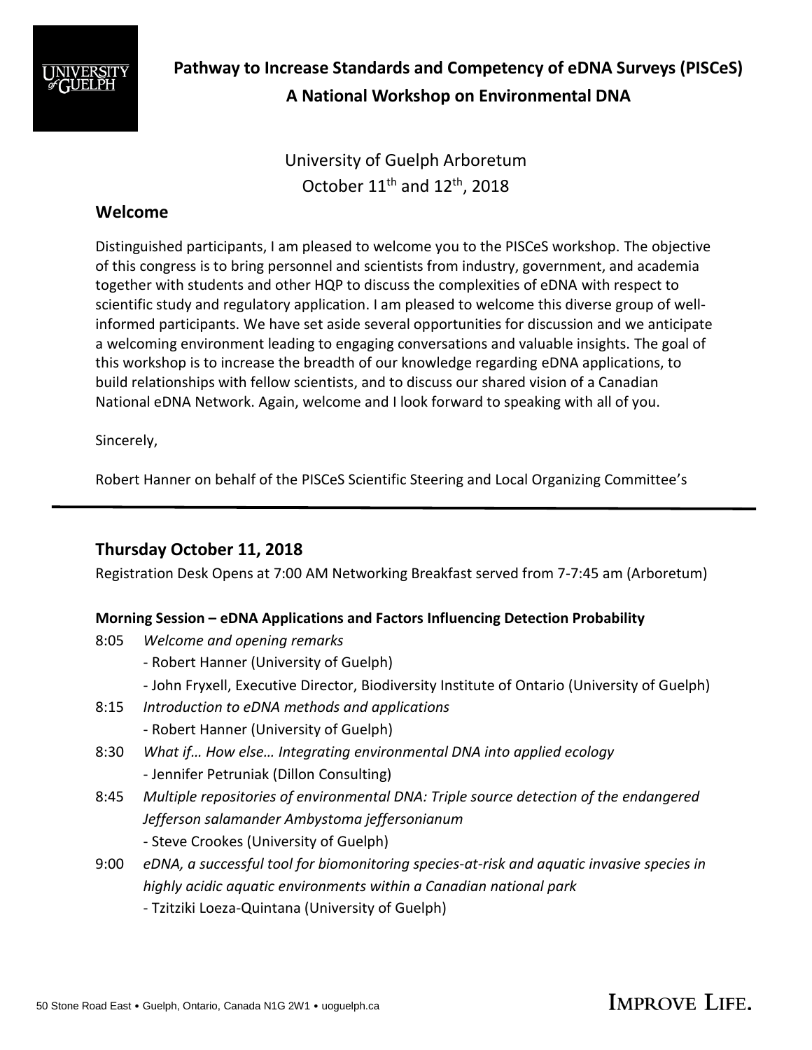# Pathway to Increase Standards and Competency of eDNA Surveys (PISCeS)

## A National Workshop on Environmental DNA

University of Guelph Arboretum
October 11th and 12th, 2018

## Welcome

Distinguished participants, I am pleased to welcome you to the PISCeS workshop. The objective of this congress is to bring personnel and scientists from industry, government, and academia together with students and other HQP to discuss the complexities of eDNA with respect to scientific study and regulatory application. I am pleased to welcome this diverse group of well-informed participants. We have set aside several opportunities for discussion and we anticipate a welcoming environment leading to engaging conversations and valuable insights. The goal of this workshop is to increase the breadth of our knowledge regarding eDNA applications, to build relationships with fellow scientists, and to discuss our shared vision of a Canadian National eDNA Network. Again, welcome and I look forward to speaking with all of you.

Sincerely,

Robert Hanner on behalf of the PISCeS Scientific Steering and Local Organizing Committee's

---

## Thursday October 11, 2018

Registration Desk Opens at 7:00 AM Networking Breakfast served from 7-7:45 am (Arboretum)

**Morning Session – eDNA Applications and Factors Influencing Detection Probability**

8:05 *Welcome and opening remarks*
- Robert Hanner (University of Guelph)
- John Fryxell, Executive Director, Biodiversity Institute of Ontario (University of Guelph)

8:15 *Introduction to eDNA methods and applications*
- Robert Hanner (University of Guelph)

8:30 *What if… How else… Integrating environmental DNA into applied ecology*
- Jennifer Petruniak (Dillon Consulting)

8:45 *Multiple repositories of environmental DNA: Triple source detection of the endangered Jefferson salamander Ambystoma jeffersonianum*
- Steve Crookes (University of Guelph)

9:00 *eDNA, a successful tool for biomonitoring species-at-risk and aquatic invasive species in highly acidic aquatic environments within a Canadian national park*
- Tzitziki Loeza-Quintana (University of Guelph)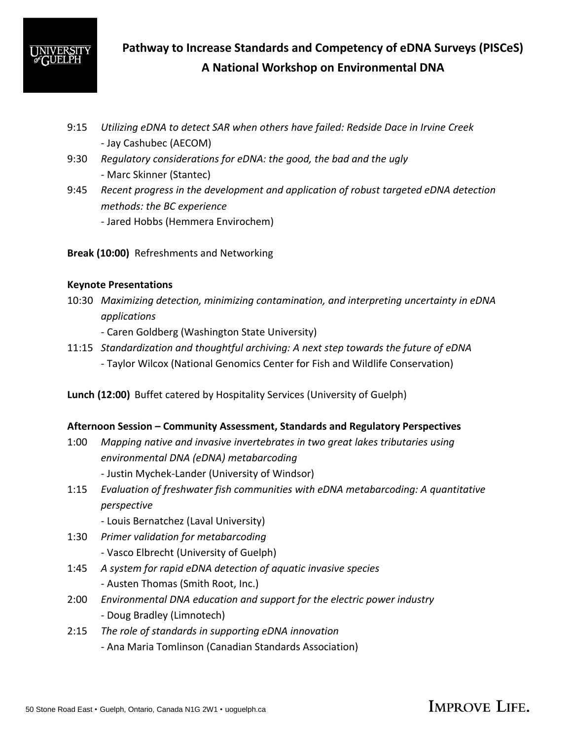9:15 *Utilizing eDNA to detect SAR when others have failed: Redside Dace in Irvine Creek*
- Jay Cashubec (AECOM)

9:30 *Regulatory considerations for eDNA: the good, the bad and the ugly*
- Marc Skinner (Stantec)

9:45 *Recent progress in the development and application of robust targeted eDNA detection methods: the BC experience*
- Jared Hobbs (Hemmera Envirochem)

**Break (10:00)** Refreshments and Networking

**Keynote Presentations**

10:30 *Maximizing detection, minimizing contamination, and interpreting uncertainty in eDNA applications*
- Caren Goldberg (Washington State University)

11:15 *Standardization and thoughtful archiving: A next step towards the future of eDNA*
- Taylor Wilcox (National Genomics Center for Fish and Wildlife Conservation)

**Lunch (12:00)** Buffet catered by Hospitality Services (University of Guelph)

**Afternoon Session – Community Assessment, Standards and Regulatory Perspectives**

1:00 *Mapping native and invasive invertebrates in two great lakes tributaries using environmental DNA (eDNA) metabarcoding*
- Justin Mychek-Lander (University of Windsor)

1:15 *Evaluation of freshwater fish communities with eDNA metabarcoding: A quantitative perspective*
- Louis Bernatchez (Laval University)

1:30 *Primer validation for metabarcoding*
- Vasco Elbrecht (University of Guelph)

1:45 *A system for rapid eDNA detection of aquatic invasive species*
- Austen Thomas (Smith Root, Inc.)

2:00 *Environmental DNA education and support for the electric power industry*
- Doug Bradley (Limnotech)

2:15 *The role of standards in supporting eDNA innovation*
- Ana Maria Tomlinson (Canadian Standards Association)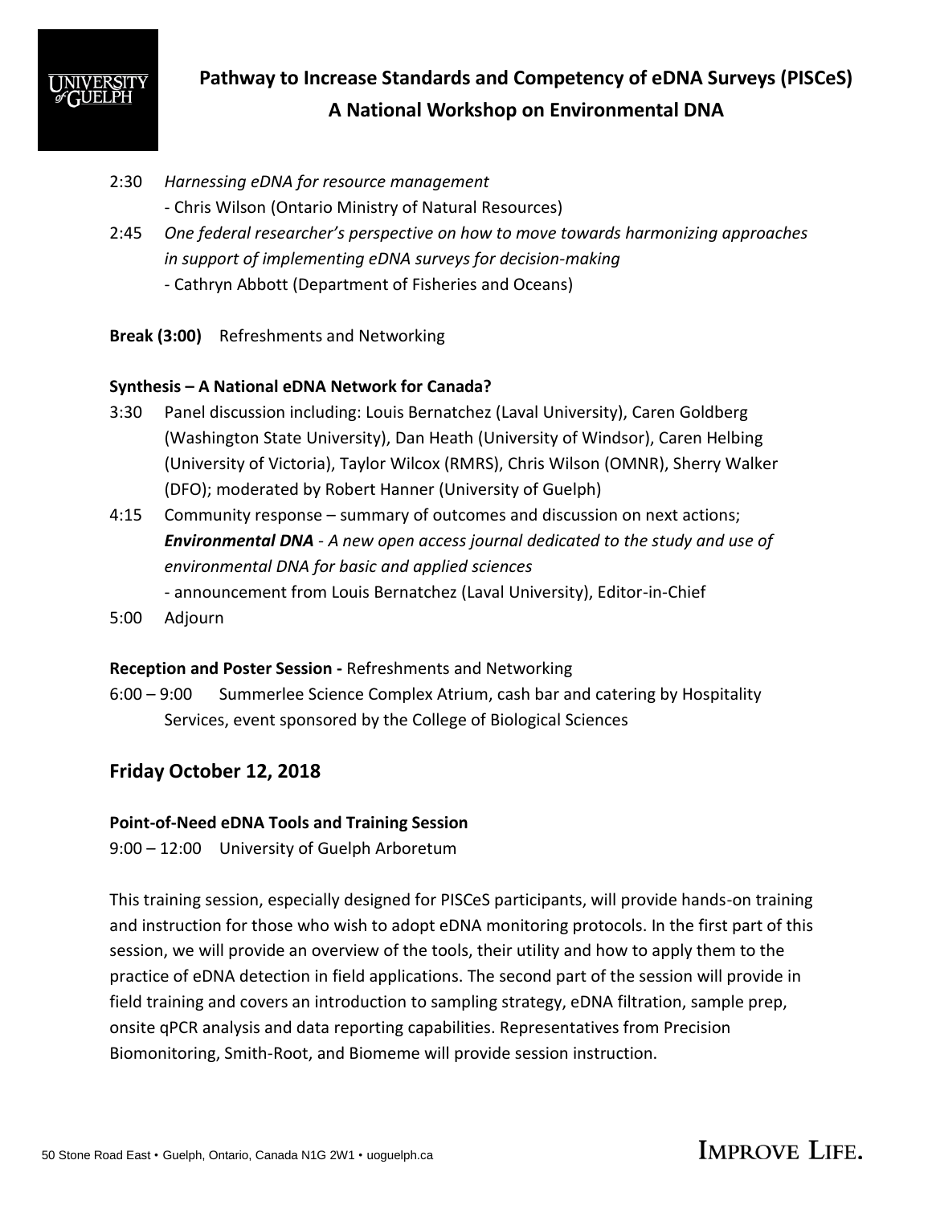2:30 *Harnessing eDNA for resource management*
- Chris Wilson (Ontario Ministry of Natural Resources)

2:45 *One federal researcher's perspective on how to move towards harmonizing approaches in support of implementing eDNA surveys for decision-making*
- Cathryn Abbott (Department of Fisheries and Oceans)

**Break (3:00)** Refreshments and Networking

**Synthesis – A National eDNA Network for Canada?**

3:30 Panel discussion including: Louis Bernatchez (Laval University), Caren Goldberg (Washington State University), Dan Heath (University of Windsor), Caren Helbing (University of Victoria), Taylor Wilcox (RMRS), Chris Wilson (OMNR), Sherry Walker (DFO); moderated by Robert Hanner (University of Guelph)

4:15 Community response – summary of outcomes and discussion on next actions; ***Environmental DNA** - A new open access journal dedicated to the study and use of environmental DNA for basic and applied sciences*
- announcement from Louis Bernatchez (Laval University), Editor-in-Chief

5:00 Adjourn

**Reception and Poster Session -** Refreshments and Networking

6:00 – 9:00 Summerlee Science Complex Atrium, cash bar and catering by Hospitality Services, event sponsored by the College of Biological Sciences

## Friday October 12, 2018

**Point-of-Need eDNA Tools and Training Session**

9:00 – 12:00 University of Guelph Arboretum

This training session, especially designed for PISCeS participants, will provide hands-on training and instruction for those who wish to adopt eDNA monitoring protocols. In the first part of this session, we will provide an overview of the tools, their utility and how to apply them to the practice of eDNA detection in field applications. The second part of the session will provide in field training and covers an introduction to sampling strategy, eDNA filtration, sample prep, onsite qPCR analysis and data reporting capabilities. Representatives from Precision Biomonitoring, Smith-Root, and Biomeme will provide session instruction.